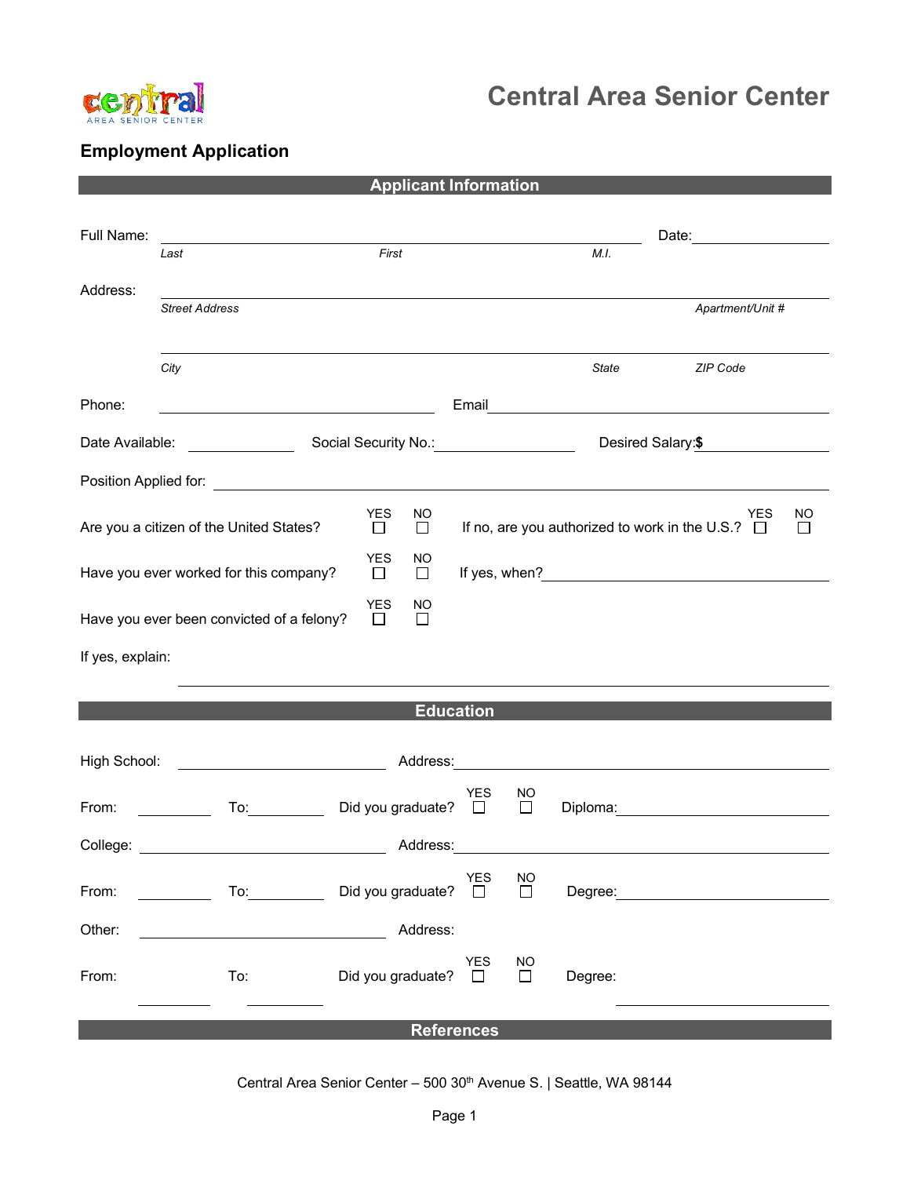# Central Area Senior Center

## Employment Application

### Applicant Information

Full Name: ______________________________________________ Date: ______________

*Last* *First* *M.I.*

Address: ______________________________________________

*Street Address* *Apartment/Unit #*

______________________________________________

*City* *State* *ZIP Code*

Phone: ______________________ Email ______________________

Date Available: ____________ Social Security No.: ______________ Desired Salary:**$** ____________

Position Applied for: ______________________________________________

Are you a citizen of the United States? YES ☐ NO ☐ If no, are you authorized to work in the U.S.? YES ☐ NO ☐

Have you ever worked for this company? YES ☐ NO ☐ If yes, when? ______________________

Have you ever been convicted of a felony? YES ☐ NO ☐

If yes, explain:

______________________________________________

### Education

High School: ______________________ Address: ______________________

From: ________ To: ________ Did you graduate? YES ☐ NO ☐ Diploma: ______________________

College: ______________________ Address: ______________________

From: ________ To: ________ Did you graduate? YES ☐ NO ☐ Degree: ______________________

Other: ______________________ Address:

From: ________ To: ________ Did you graduate? YES ☐ NO ☐ Degree: ______________________

### References

Central Area Senior Center – 500 30th Avenue S. | Seattle, WA 98144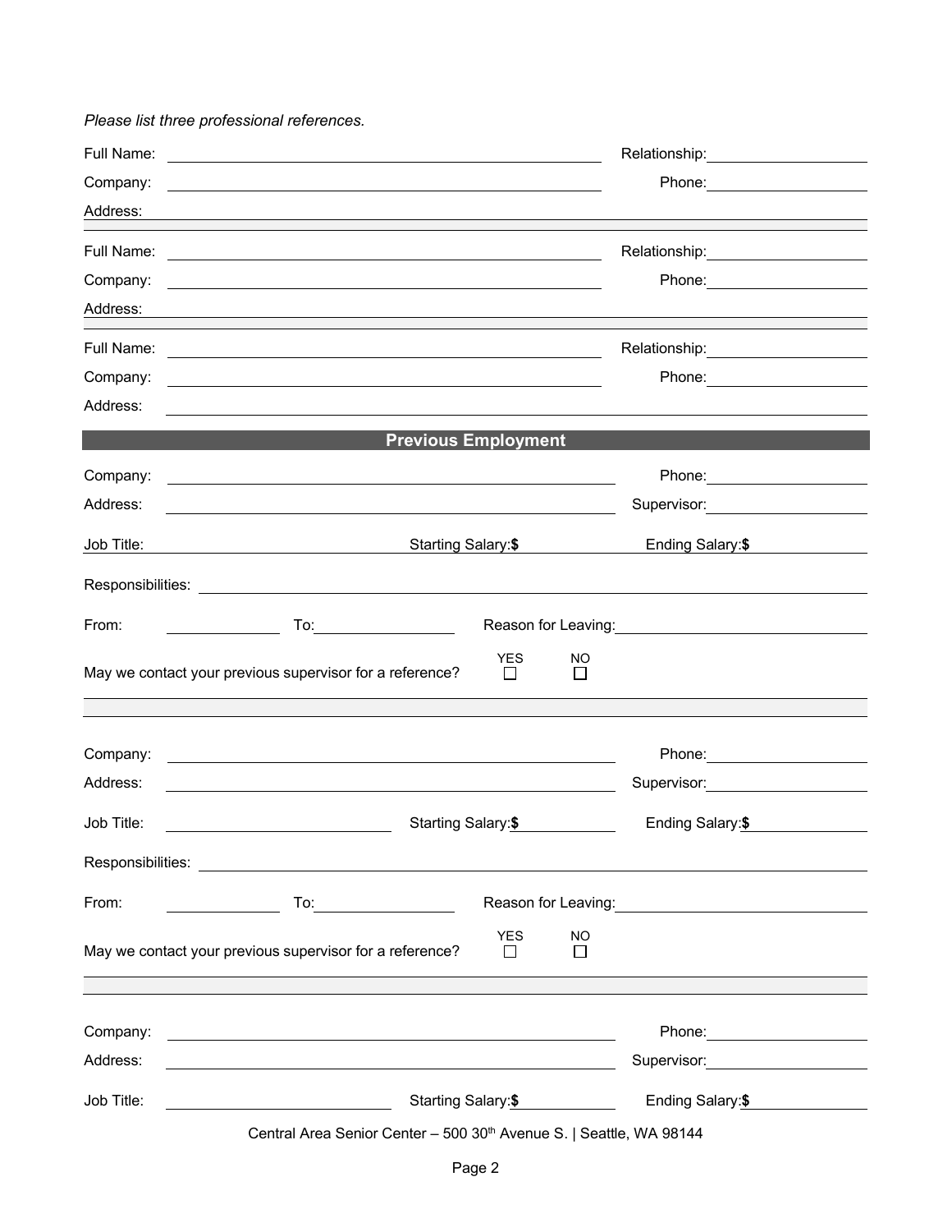*Please list three professional references.*

Full Name: ______________________ Relationship: ______________________

Company: ______________________ Phone: ______________________

Address: ______________________

Full Name: ______________________ Relationship: ______________________

Company: ______________________ Phone: ______________________

Address: ______________________

Full Name: ______________________ Relationship: ______________________

Company: ______________________ Phone: ______________________

Address: ______________________

## Previous Employment

Company: ______________________ Phone: ______________________

Address: ______________________ Supervisor: ______________________

Job Title: ______________________ Starting Salary: **$** ______________________ Ending Salary: **$** ______________________

Responsibilities: ______________________

From: ______________________ To: ______________________ Reason for Leaving: ______________________

May we contact your previous supervisor for a reference? YES ☐ NO ☐

Company: ______________________ Phone: ______________________

Address: ______________________ Supervisor: ______________________

Job Title: ______________________ Starting Salary: **$** ______________________ Ending Salary: **$** ______________________

Responsibilities: ______________________

From: ______________________ To: ______________________ Reason for Leaving: ______________________

May we contact your previous supervisor for a reference? YES ☐ NO ☐

Company: ______________________ Phone: ______________________

Address: ______________________ Supervisor: ______________________

Job Title: ______________________ Starting Salary: **$** ______________________ Ending Salary: **$** ______________________

Central Area Senior Center – 500 30th Avenue S. | Seattle, WA 98144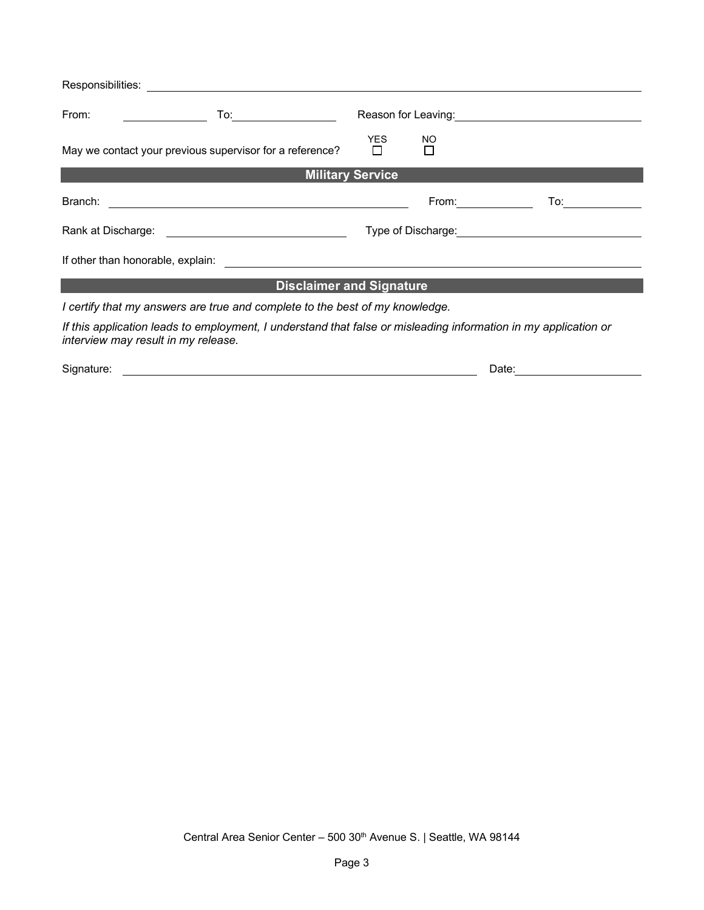Responsibilities: ______________________________________________

From: ____________ To: ____________ Reason for Leaving: ____________________

May we contact your previous supervisor for a reference? YES ☐ NO ☐

## Military Service

Branch: ______________________________ From: ____________ To: ____________

Rank at Discharge: ____________________ Type of Discharge: ____________________

If other than honorable, explain: ______________________________________________

## Disclaimer and Signature

*I certify that my answers are true and complete to the best of my knowledge.*

*If this application leads to employment, I understand that false or misleading information in my application or interview may result in my release.*

Signature: ______________________________________ Date: ____________________

Central Area Senior Center – 500 30th Avenue S. | Seattle, WA 98144